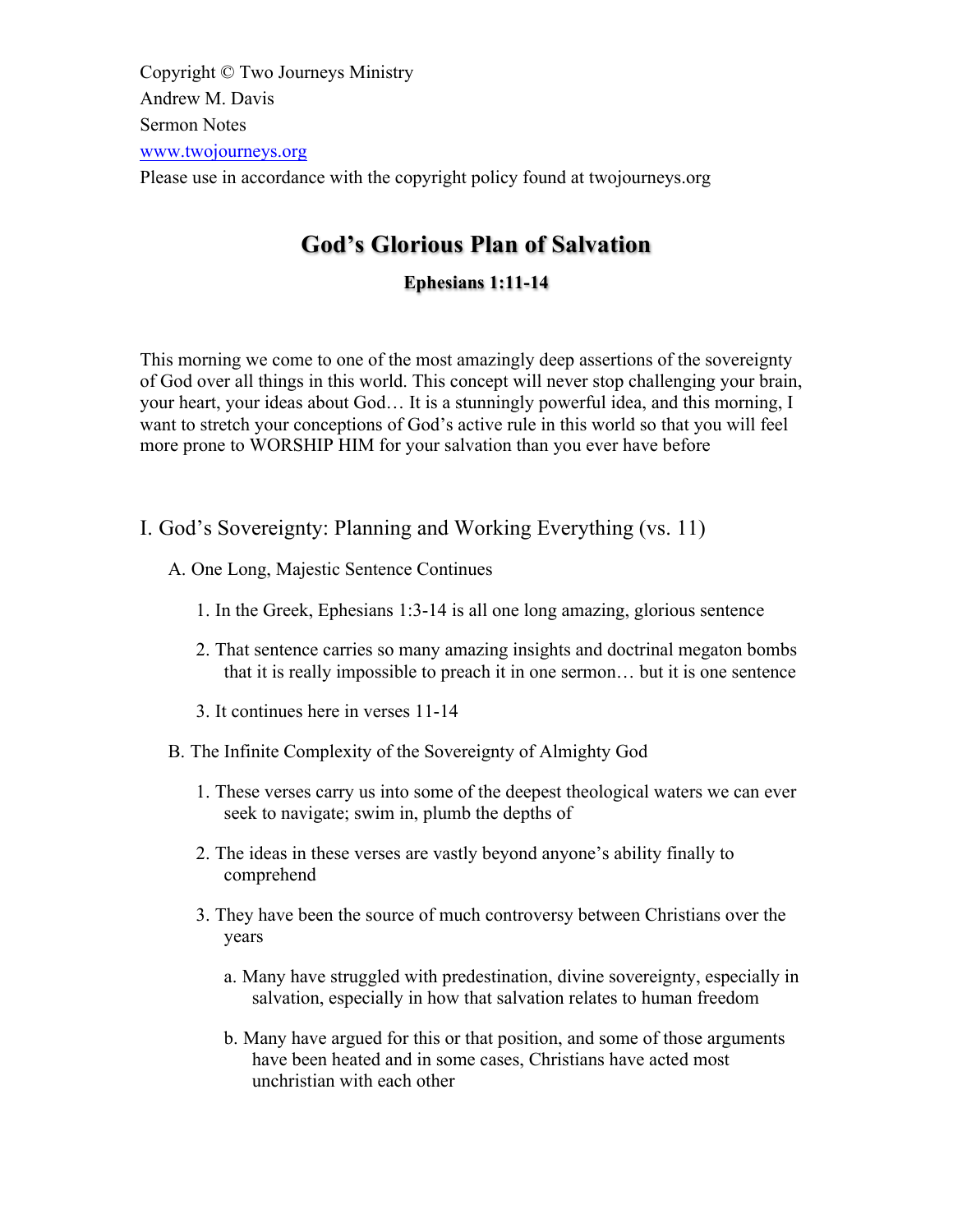Copyright © Two Journeys Ministry
Andrew M. Davis
Sermon Notes
www.twojourneys.org
Please use in accordance with the copyright policy found at twojourneys.org

# God's Glorious Plan of Salvation

### Ephesians 1:11-14

This morning we come to one of the most amazingly deep assertions of the sovereignty of God over all things in this world. This concept will never stop challenging your brain, your heart, your ideas about God… It is a stunningly powerful idea, and this morning, I want to stretch your conceptions of God's active rule in this world so that you will feel more prone to WORSHIP HIM for your salvation than you ever have before

## I. God's Sovereignty: Planning and Working Everything (vs. 11)

A. One Long, Majestic Sentence Continues

1. In the Greek, Ephesians 1:3-14 is all one long amazing, glorious sentence
2. That sentence carries so many amazing insights and doctrinal megaton bombs that it is really impossible to preach it in one sermon… but it is one sentence
3. It continues here in verses 11-14

B. The Infinite Complexity of the Sovereignty of Almighty God

1. These verses carry us into some of the deepest theological waters we can ever seek to navigate; swim in, plumb the depths of
2. The ideas in these verses are vastly beyond anyone's ability finally to comprehend
3. They have been the source of much controversy between Christians over the years

a. Many have struggled with predestination, divine sovereignty, especially in salvation, especially in how that salvation relates to human freedom

b. Many have argued for this or that position, and some of those arguments have been heated and in some cases, Christians have acted most unchristian with each other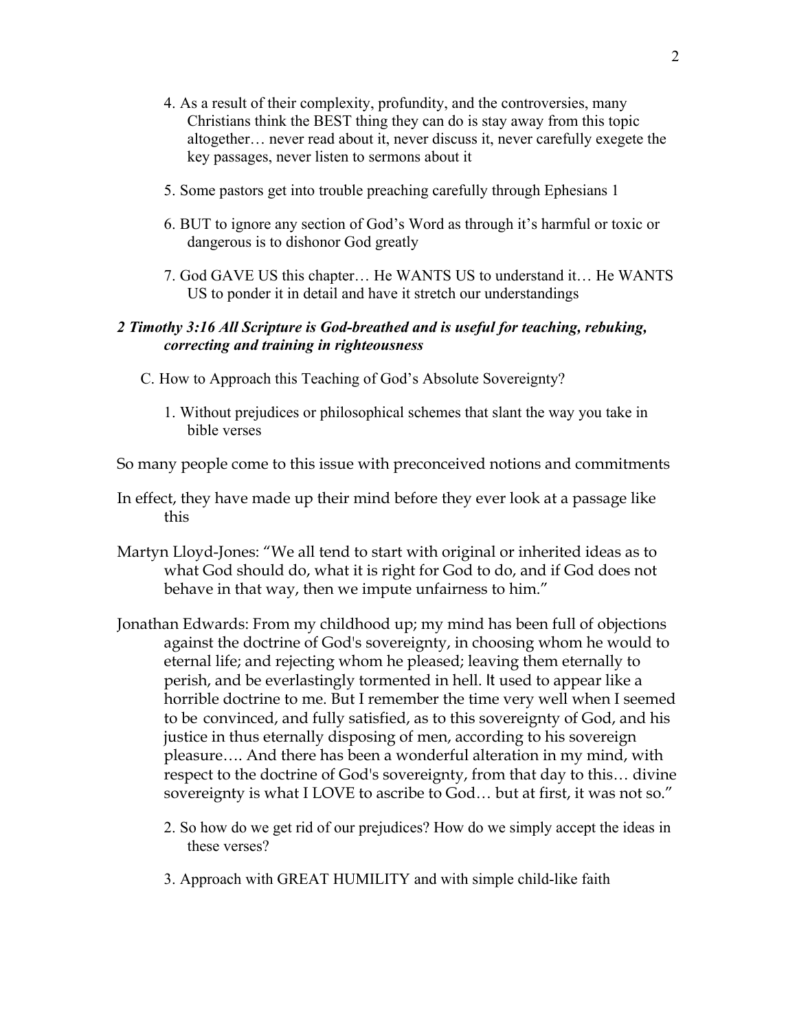4. As a result of their complexity, profundity, and the controversies, many Christians think the BEST thing they can do is stay away from this topic altogether… never read about it, never discuss it, never carefully exegete the key passages, never listen to sermons about it

5. Some pastors get into trouble preaching carefully through Ephesians 1

6. BUT to ignore any section of God's Word as through it's harmful or toxic or dangerous is to dishonor God greatly

7. God GAVE US this chapter… He WANTS US to understand it… He WANTS US to ponder it in detail and have it stretch our understandings

***2 Timothy 3:16 All Scripture is God-breathed and is useful for teaching, rebuking, correcting and training in righteousness***

C. How to Approach this Teaching of God's Absolute Sovereignty?

1. Without prejudices or philosophical schemes that slant the way you take in bible verses

So many people come to this issue with preconceived notions and commitments

In effect, they have made up their mind before they ever look at a passage like this

Martyn Lloyd-Jones: "We all tend to start with original or inherited ideas as to what God should do, what it is right for God to do, and if God does not behave in that way, then we impute unfairness to him."

Jonathan Edwards: From my childhood up; my mind has been full of objections against the doctrine of God's sovereignty, in choosing whom he would to eternal life; and rejecting whom he pleased; leaving them eternally to perish, and be everlastingly tormented in hell. It used to appear like a horrible doctrine to me. But I remember the time very well when I seemed to be convinced, and fully satisfied, as to this sovereignty of God, and his justice in thus eternally disposing of men, according to his sovereign pleasure…. And there has been a wonderful alteration in my mind, with respect to the doctrine of God's sovereignty, from that day to this… divine sovereignty is what I LOVE to ascribe to God… but at first, it was not so."

2. So how do we get rid of our prejudices? How do we simply accept the ideas in these verses?

3. Approach with GREAT HUMILITY and with simple child-like faith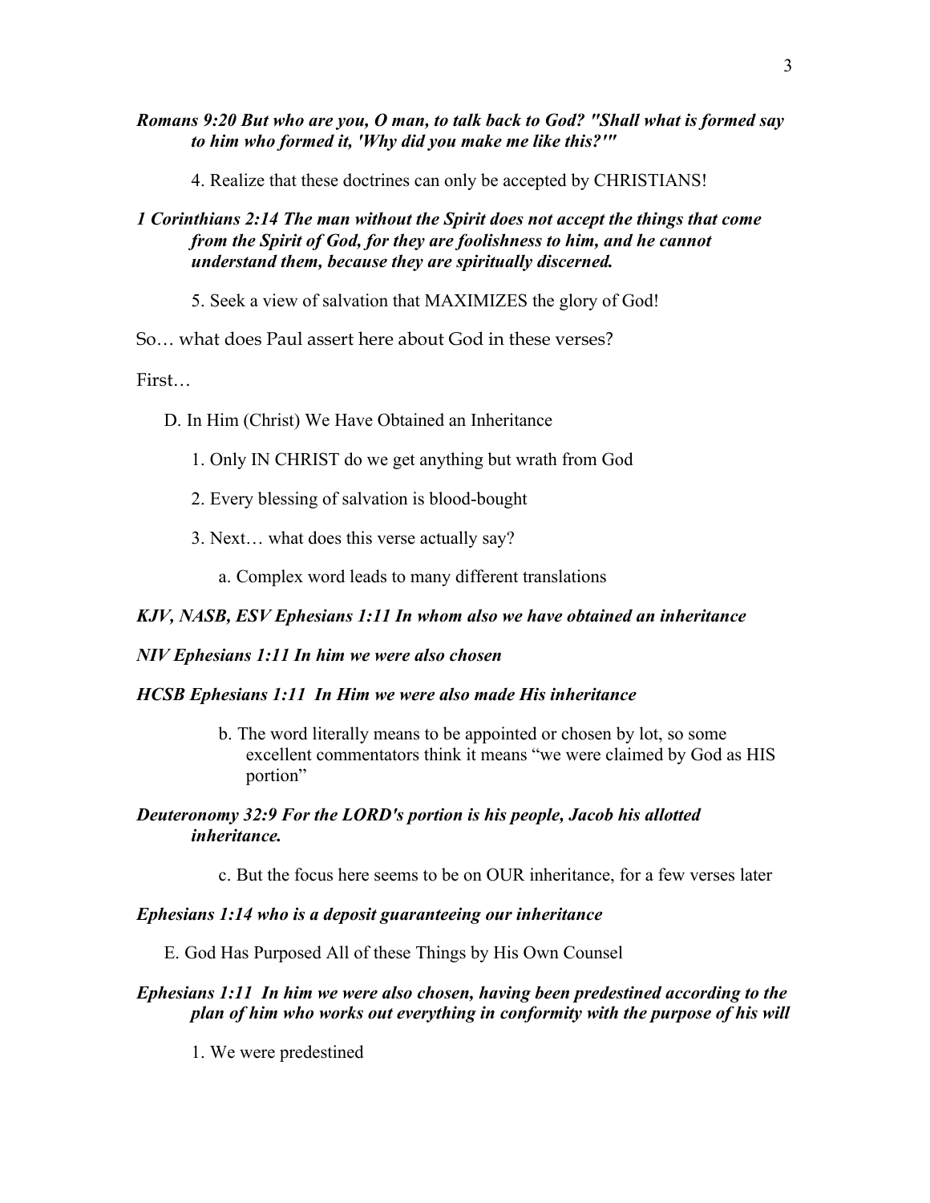***Romans 9:20 But who are you, O man, to talk back to God? "Shall what is formed say to him who formed it, 'Why did you make me like this?'"***

4. Realize that these doctrines can only be accepted by CHRISTIANS!

***1 Corinthians 2:14 The man without the Spirit does not accept the things that come from the Spirit of God, for they are foolishness to him, and he cannot understand them, because they are spiritually discerned.***

5. Seek a view of salvation that MAXIMIZES the glory of God!

So… what does Paul assert here about God in these verses?

First…

D. In Him (Christ) We Have Obtained an Inheritance

1. Only IN CHRIST do we get anything but wrath from God

2. Every blessing of salvation is blood-bought

3. Next… what does this verse actually say?

a. Complex word leads to many different translations

***KJV, NASB, ESV Ephesians 1:11 In whom also we have obtained an inheritance***

***NIV Ephesians 1:11 In him we were also chosen***

***HCSB Ephesians 1:11 In Him we were also made His inheritance***

b. The word literally means to be appointed or chosen by lot, so some excellent commentators think it means "we were claimed by God as HIS portion"

***Deuteronomy 32:9 For the LORD's portion is his people, Jacob his allotted inheritance.***

c. But the focus here seems to be on OUR inheritance, for a few verses later

***Ephesians 1:14 who is a deposit guaranteeing our inheritance***

E. God Has Purposed All of these Things by His Own Counsel

***Ephesians 1:11 In him we were also chosen, having been predestined according to the plan of him who works out everything in conformity with the purpose of his will***

1. We were predestined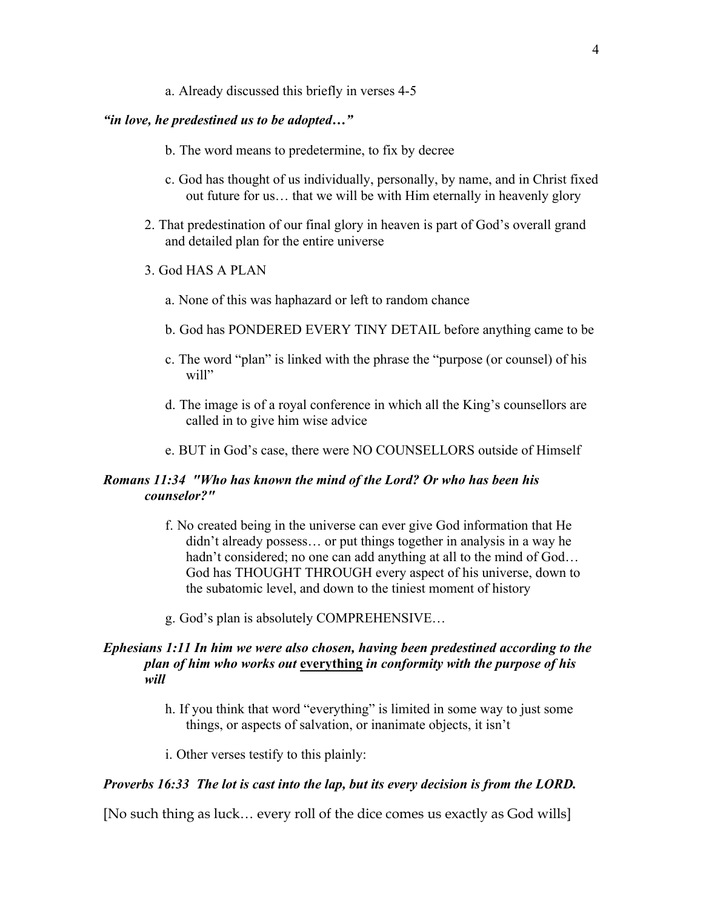a. Already discussed this briefly in verses 4-5

***"in love, he predestined us to be adopted…"***

b. The word means to predetermine, to fix by decree

c. God has thought of us individually, personally, by name, and in Christ fixed out future for us… that we will be with Him eternally in heavenly glory

2. That predestination of our final glory in heaven is part of God's overall grand and detailed plan for the entire universe

3. God HAS A PLAN

a. None of this was haphazard or left to random chance

b. God has PONDERED EVERY TINY DETAIL before anything came to be

c. The word "plan" is linked with the phrase the "purpose (or counsel) of his will"

d. The image is of a royal conference in which all the King's counsellors are called in to give him wise advice

e. BUT in God's case, there were NO COUNSELLORS outside of Himself

***Romans 11:34 "Who has known the mind of the Lord? Or who has been his counselor?"***

f. No created being in the universe can ever give God information that He didn't already possess… or put things together in analysis in a way he hadn't considered; no one can add anything at all to the mind of God… God has THOUGHT THROUGH every aspect of his universe, down to the subatomic level, and down to the tiniest moment of history

g. God's plan is absolutely COMPREHENSIVE…

***Ephesians 1:11 In him we were also chosen, having been predestined according to the plan of him who works out <u>everything</u> in conformity with the purpose of his will***

h. If you think that word "everything" is limited in some way to just some things, or aspects of salvation, or inanimate objects, it isn't

i. Other verses testify to this plainly:

***Proverbs 16:33 The lot is cast into the lap, but its every decision is from the LORD.***

[No such thing as luck… every roll of the dice comes us exactly as God wills]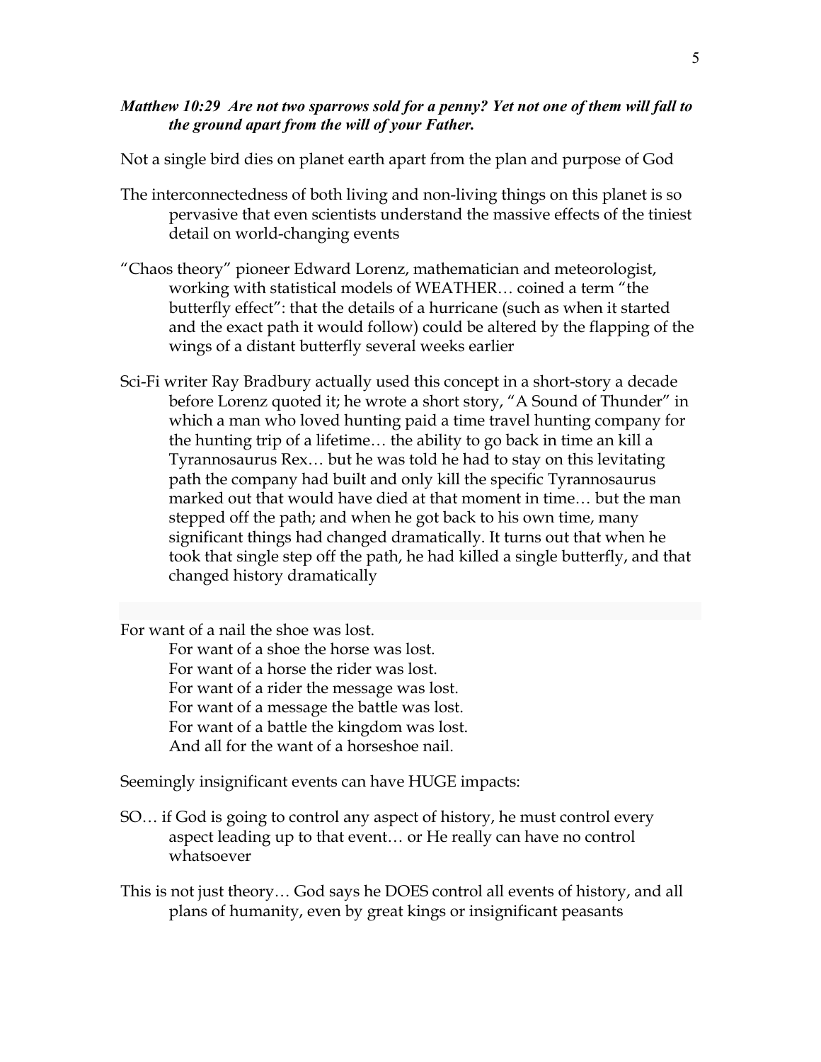***Matthew 10:29 Are not two sparrows sold for a penny? Yet not one of them will fall to the ground apart from the will of your Father.***

Not a single bird dies on planet earth apart from the plan and purpose of God

The interconnectedness of both living and non-living things on this planet is so pervasive that even scientists understand the massive effects of the tiniest detail on world-changing events

"Chaos theory" pioneer Edward Lorenz, mathematician and meteorologist, working with statistical models of WEATHER… coined a term "the butterfly effect": that the details of a hurricane (such as when it started and the exact path it would follow) could be altered by the flapping of the wings of a distant butterfly several weeks earlier

Sci-Fi writer Ray Bradbury actually used this concept in a short-story a decade before Lorenz quoted it; he wrote a short story, "A Sound of Thunder" in which a man who loved hunting paid a time travel hunting company for the hunting trip of a lifetime… the ability to go back in time an kill a Tyrannosaurus Rex… but he was told he had to stay on this levitating path the company had built and only kill the specific Tyrannosaurus marked out that would have died at that moment in time… but the man stepped off the path; and when he got back to his own time, many significant things had changed dramatically. It turns out that when he took that single step off the path, he had killed a single butterfly, and that changed history dramatically

For want of a nail the shoe was lost.
For want of a shoe the horse was lost.
For want of a horse the rider was lost.
For want of a rider the message was lost.
For want of a message the battle was lost.
For want of a battle the kingdom was lost.
And all for the want of a horseshoe nail.

Seemingly insignificant events can have HUGE impacts:

SO… if God is going to control any aspect of history, he must control every aspect leading up to that event… or He really can have no control whatsoever

This is not just theory… God says he DOES control all events of history, and all plans of humanity, even by great kings or insignificant peasants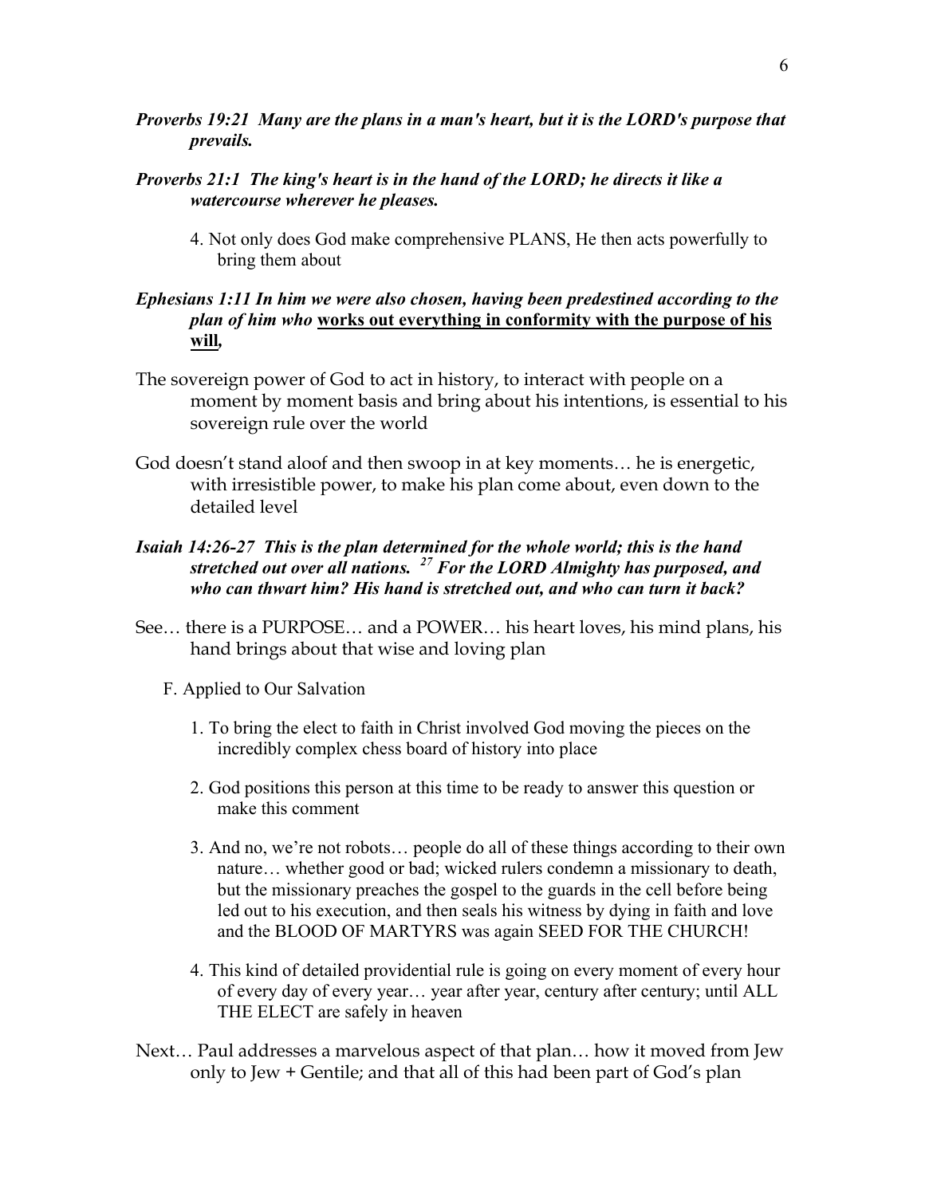***Proverbs 19:21  Many are the plans in a man's heart, but it is the LORD's purpose that prevails.***

***Proverbs 21:1  The king's heart is in the hand of the LORD; he directs it like a watercourse wherever he pleases.***

4. Not only does God make comprehensive PLANS, He then acts powerfully to bring them about

***Ephesians 1:11 In him we were also chosen, having been predestined according to the plan of him who <u>works out everything in conformity with the purpose of his will</u>,***

The sovereign power of God to act in history, to interact with people on a moment by moment basis and bring about his intentions, is essential to his sovereign rule over the world

God doesn't stand aloof and then swoop in at key moments… he is energetic, with irresistible power, to make his plan come about, even down to the detailed level

***Isaiah 14:26-27  This is the plan determined for the whole world; this is the hand stretched out over all nations. [27] For the LORD Almighty has purposed, and who can thwart him? His hand is stretched out, and who can turn it back?***

See… there is a PURPOSE… and a POWER… his heart loves, his mind plans, his hand brings about that wise and loving plan

F. Applied to Our Salvation

1. To bring the elect to faith in Christ involved God moving the pieces on the incredibly complex chess board of history into place
2. God positions this person at this time to be ready to answer this question or make this comment
3. And no, we're not robots… people do all of these things according to their own nature… whether good or bad; wicked rulers condemn a missionary to death, but the missionary preaches the gospel to the guards in the cell before being led out to his execution, and then seals his witness by dying in faith and love and the BLOOD OF MARTYRS was again SEED FOR THE CHURCH!
4. This kind of detailed providential rule is going on every moment of every hour of every day of every year… year after year, century after century; until ALL THE ELECT are safely in heaven

Next… Paul addresses a marvelous aspect of that plan… how it moved from Jew only to Jew + Gentile; and that all of this had been part of God's plan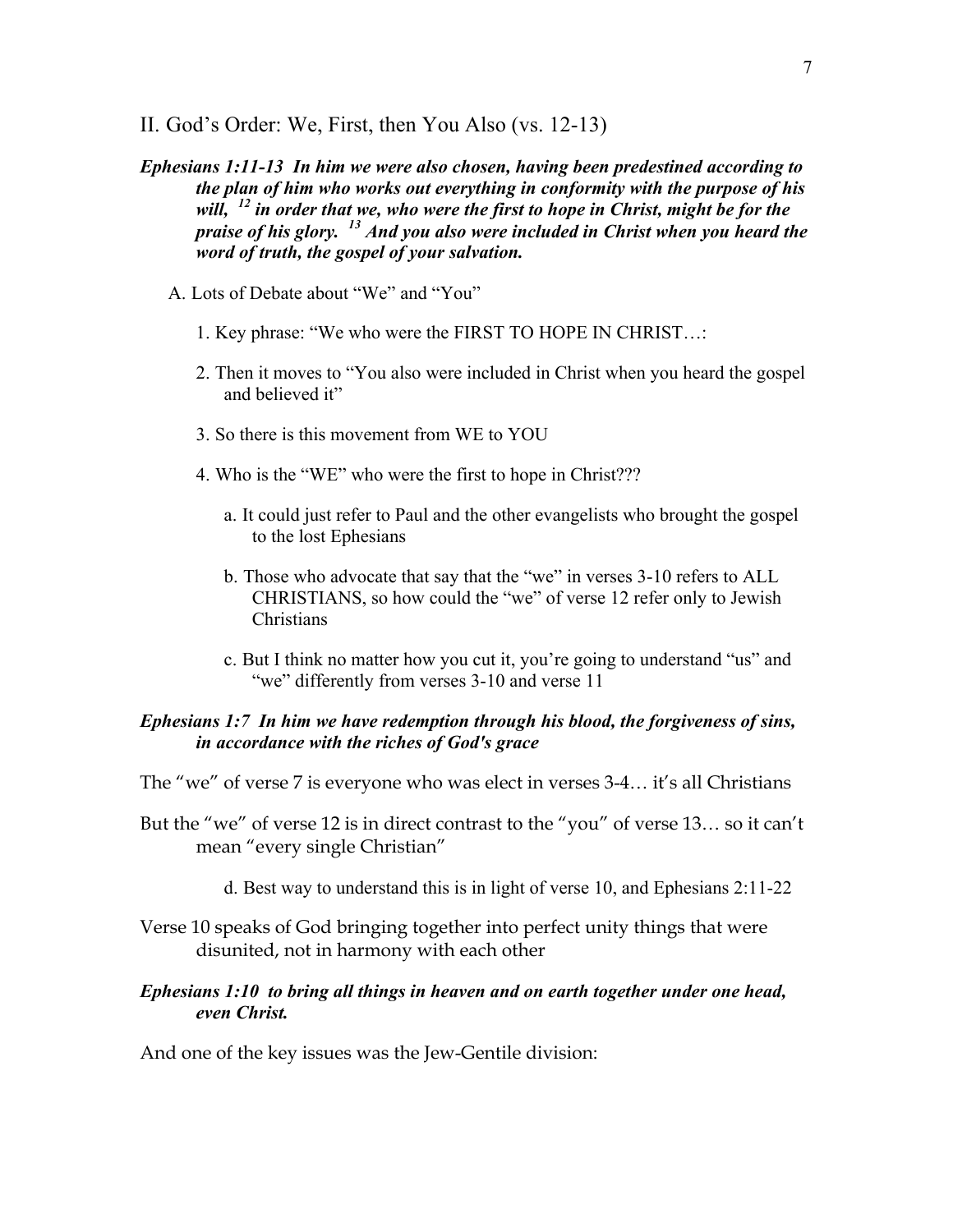## II. God's Order: We, First, then You Also (vs. 12-13)

***Ephesians 1:11-13 In him we were also chosen, having been predestined according to the plan of him who works out everything in conformity with the purpose of his will, [12] in order that we, who were the first to hope in Christ, might be for the praise of his glory. [13] And you also were included in Christ when you heard the word of truth, the gospel of your salvation.***

A. Lots of Debate about "We" and "You"

1. Key phrase: "We who were the FIRST TO HOPE IN CHRIST…:

2. Then it moves to "You also were included in Christ when you heard the gospel and believed it"

3. So there is this movement from WE to YOU

4. Who is the "WE" who were the first to hope in Christ???

   a. It could just refer to Paul and the other evangelists who brought the gospel to the lost Ephesians

   b. Those who advocate that say that the "we" in verses 3-10 refers to ALL CHRISTIANS, so how could the "we" of verse 12 refer only to Jewish Christians

   c. But I think no matter how you cut it, you're going to understand "us" and "we" differently from verses 3-10 and verse 11

***Ephesians 1:7 In him we have redemption through his blood, the forgiveness of sins, in accordance with the riches of God's grace***

The "we" of verse 7 is everyone who was elect in verses 3-4… it's all Christians

But the "we" of verse 12 is in direct contrast to the "you" of verse 13… so it can't mean "every single Christian"

   d. Best way to understand this is in light of verse 10, and Ephesians 2:11-22

Verse 10 speaks of God bringing together into perfect unity things that were disunited, not in harmony with each other

***Ephesians 1:10 to bring all things in heaven and on earth together under one head, even Christ.***

And one of the key issues was the Jew-Gentile division: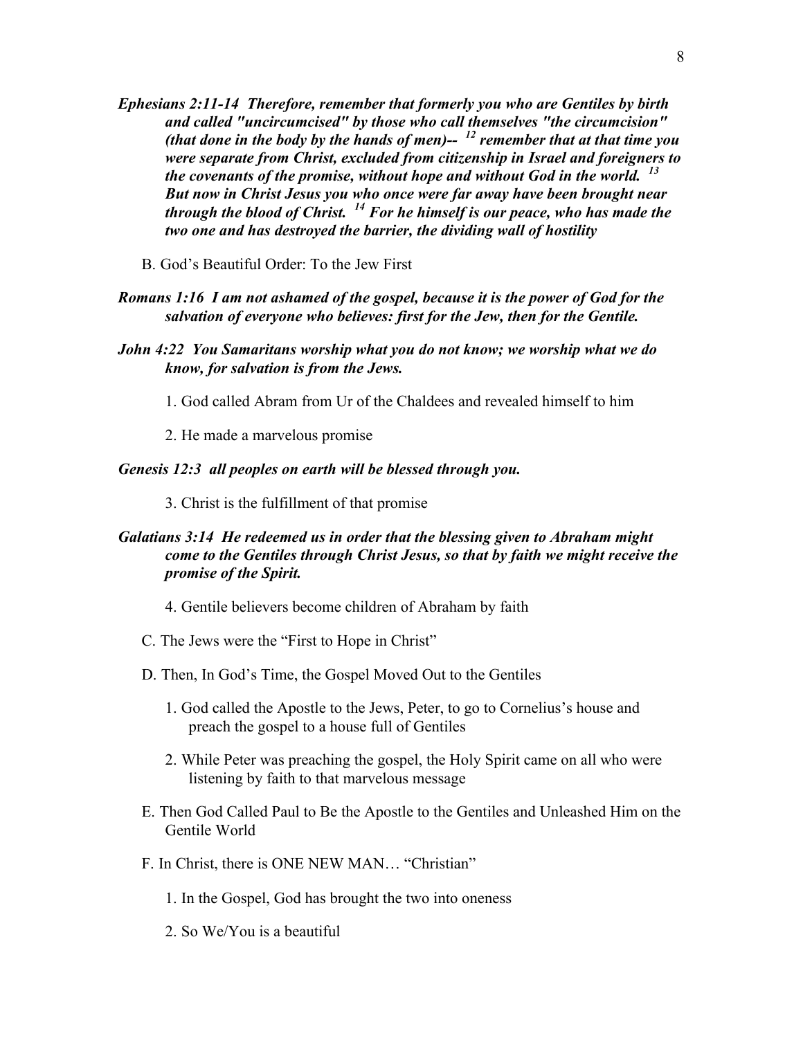***Ephesians 2:11-14 Therefore, remember that formerly you who are Gentiles by birth and called "uncircumcised" by those who call themselves "the circumcision" (that done in the body by the hands of men)-- [12] remember that at that time you were separate from Christ, excluded from citizenship in Israel and foreigners to the covenants of the promise, without hope and without God in the world. [13] But now in Christ Jesus you who once were far away have been brought near through the blood of Christ. [14] For he himself is our peace, who has made the two one and has destroyed the barrier, the dividing wall of hostility***

B. God's Beautiful Order: To the Jew First

***Romans 1:16 I am not ashamed of the gospel, because it is the power of God for the salvation of everyone who believes: first for the Jew, then for the Gentile.***

***John 4:22 You Samaritans worship what you do not know; we worship what we do know, for salvation is from the Jews.***

1. God called Abram from Ur of the Chaldees and revealed himself to him

2. He made a marvelous promise

***Genesis 12:3 all peoples on earth will be blessed through you.***

3. Christ is the fulfillment of that promise

***Galatians 3:14 He redeemed us in order that the blessing given to Abraham might come to the Gentiles through Christ Jesus, so that by faith we might receive the promise of the Spirit.***

4. Gentile believers become children of Abraham by faith

C. The Jews were the "First to Hope in Christ"

D. Then, In God's Time, the Gospel Moved Out to the Gentiles

1. God called the Apostle to the Jews, Peter, to go to Cornelius's house and preach the gospel to a house full of Gentiles

2. While Peter was preaching the gospel, the Holy Spirit came on all who were listening by faith to that marvelous message

E. Then God Called Paul to Be the Apostle to the Gentiles and Unleashed Him on the Gentile World

F. In Christ, there is ONE NEW MAN… "Christian"

1. In the Gospel, God has brought the two into oneness

2. So We/You is a beautiful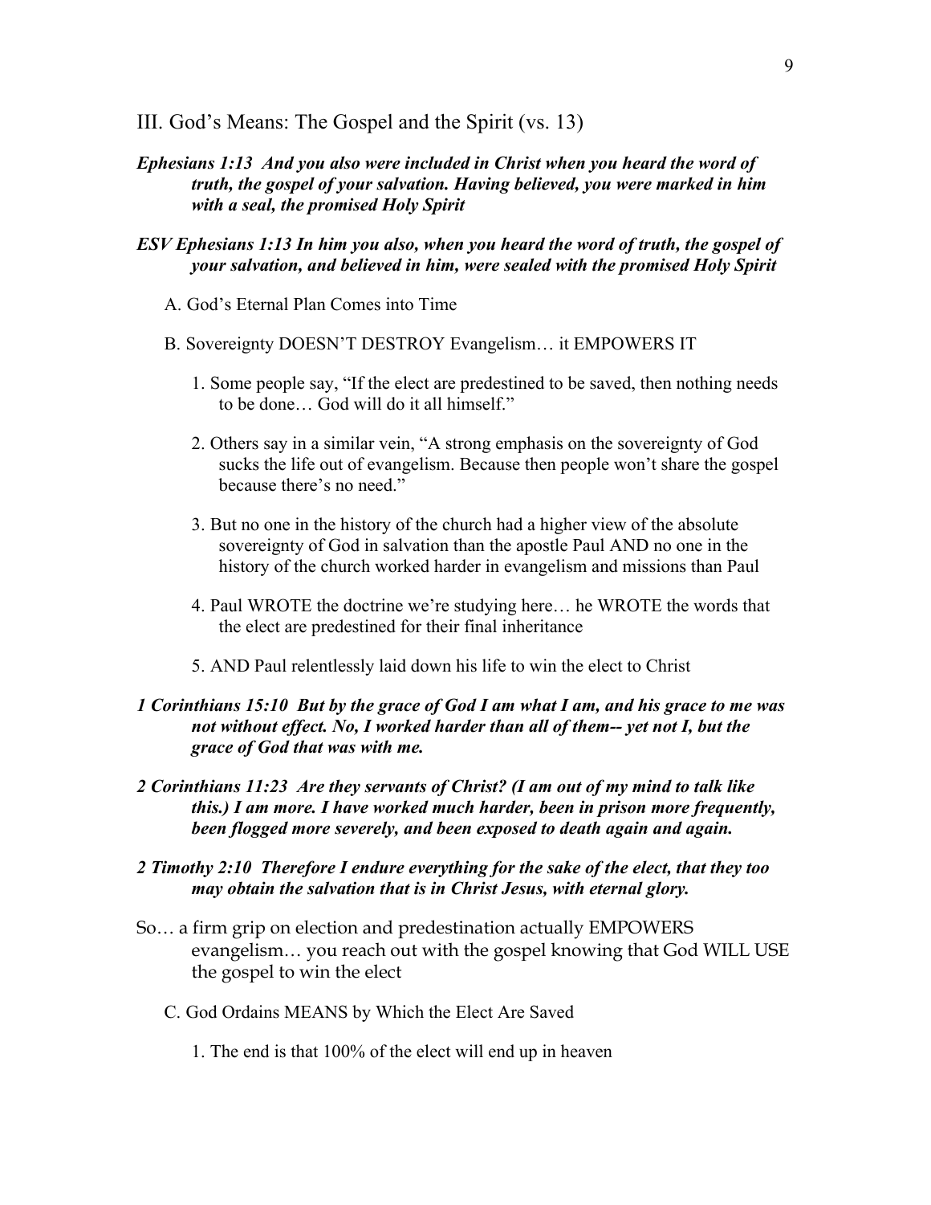## III. God's Means: The Gospel and the Spirit (vs. 13)

***Ephesians 1:13 And you also were included in Christ when you heard the word of truth, the gospel of your salvation. Having believed, you were marked in him with a seal, the promised Holy Spirit***

***ESV Ephesians 1:13 In him you also, when you heard the word of truth, the gospel of your salvation, and believed in him, were sealed with the promised Holy Spirit***

A. God's Eternal Plan Comes into Time

B. Sovereignty DOESN'T DESTROY Evangelism… it EMPOWERS IT

1. Some people say, "If the elect are predestined to be saved, then nothing needs to be done… God will do it all himself."

2. Others say in a similar vein, "A strong emphasis on the sovereignty of God sucks the life out of evangelism. Because then people won't share the gospel because there's no need."

3. But no one in the history of the church had a higher view of the absolute sovereignty of God in salvation than the apostle Paul AND no one in the history of the church worked harder in evangelism and missions than Paul

4. Paul WROTE the doctrine we're studying here… he WROTE the words that the elect are predestined for their final inheritance

5. AND Paul relentlessly laid down his life to win the elect to Christ

***1 Corinthians 15:10 But by the grace of God I am what I am, and his grace to me was not without effect. No, I worked harder than all of them-- yet not I, but the grace of God that was with me.***

***2 Corinthians 11:23 Are they servants of Christ? (I am out of my mind to talk like this.) I am more. I have worked much harder, been in prison more frequently, been flogged more severely, and been exposed to death again and again.***

***2 Timothy 2:10 Therefore I endure everything for the sake of the elect, that they too may obtain the salvation that is in Christ Jesus, with eternal glory.***

So… a firm grip on election and predestination actually EMPOWERS evangelism… you reach out with the gospel knowing that God WILL USE the gospel to win the elect

C. God Ordains MEANS by Which the Elect Are Saved

1. The end is that 100% of the elect will end up in heaven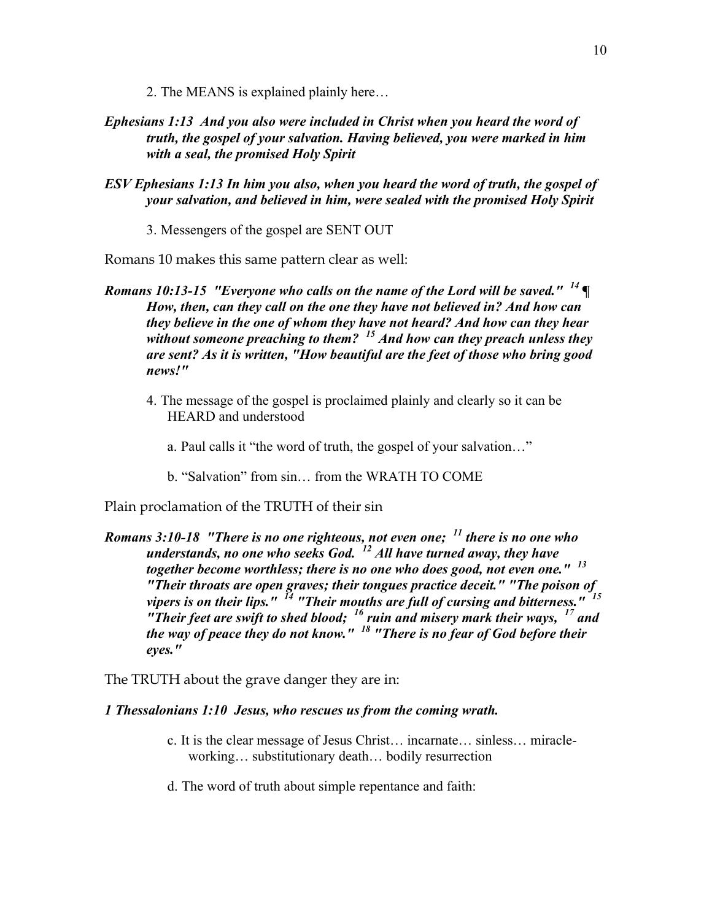2. The MEANS is explained plainly here…

***Ephesians 1:13 And you also were included in Christ when you heard the word of truth, the gospel of your salvation. Having believed, you were marked in him with a seal, the promised Holy Spirit***

***ESV Ephesians 1:13 In him you also, when you heard the word of truth, the gospel of your salvation, and believed in him, were sealed with the promised Holy Spirit***

3. Messengers of the gospel are SENT OUT

Romans 10 makes this same pattern clear as well:

***Romans 10:13-15 "Everyone who calls on the name of the Lord will be saved." [14] ¶ How, then, can they call on the one they have not believed in? And how can they believe in the one of whom they have not heard? And how can they hear without someone preaching to them? [15] And how can they preach unless they are sent? As it is written, "How beautiful are the feet of those who bring good news!"***

4. The message of the gospel is proclaimed plainly and clearly so it can be HEARD and understood

a. Paul calls it "the word of truth, the gospel of your salvation…"

b. "Salvation" from sin… from the WRATH TO COME

Plain proclamation of the TRUTH of their sin

***Romans 3:10-18 "There is no one righteous, not even one; [11] there is no one who understands, no one who seeks God. [12] All have turned away, they have together become worthless; there is no one who does good, not even one." [13] "Their throats are open graves; their tongues practice deceit." "The poison of vipers is on their lips." [14] "Their mouths are full of cursing and bitterness." [15] "Their feet are swift to shed blood; [16] ruin and misery mark their ways, [17] and the way of peace they do not know." [18] "There is no fear of God before their eyes."***

The TRUTH about the grave danger they are in:

***1 Thessalonians 1:10 Jesus, who rescues us from the coming wrath.***

c. It is the clear message of Jesus Christ… incarnate… sinless… miracle-working… substitutionary death… bodily resurrection

d. The word of truth about simple repentance and faith: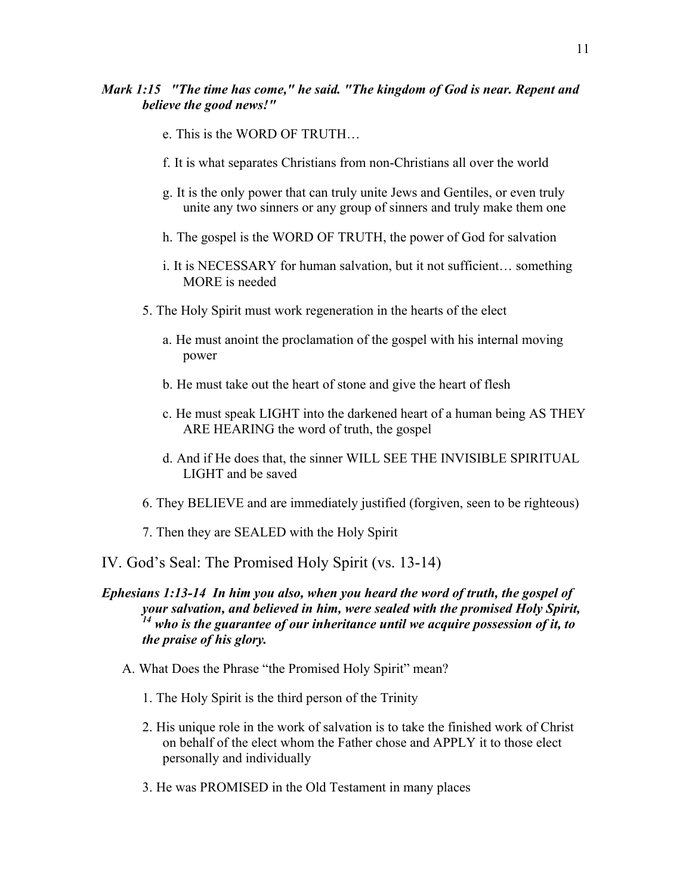***Mark 1:15 "The time has come," he said. "The kingdom of God is near. Repent and believe the good news!"***

e. This is the WORD OF TRUTH…

f. It is what separates Christians from non-Christians all over the world

g. It is the only power that can truly unite Jews and Gentiles, or even truly unite any two sinners or any group of sinners and truly make them one

h. The gospel is the WORD OF TRUTH, the power of God for salvation

i. It is NECESSARY for human salvation, but it not sufficient… something MORE is needed

5. The Holy Spirit must work regeneration in the hearts of the elect

a. He must anoint the proclamation of the gospel with his internal moving power

b. He must take out the heart of stone and give the heart of flesh

c. He must speak LIGHT into the darkened heart of a human being AS THEY ARE HEARING the word of truth, the gospel

d. And if He does that, the sinner WILL SEE THE INVISIBLE SPIRITUAL LIGHT and be saved

6. They BELIEVE and are immediately justified (forgiven, seen to be righteous)

7. Then they are SEALED with the Holy Spirit

## IV. God's Seal: The Promised Holy Spirit (vs. 13-14)

***Ephesians 1:13-14 In him you also, when you heard the word of truth, the gospel of your salvation, and believed in him, were sealed with the promised Holy Spirit, [14] who is the guarantee of our inheritance until we acquire possession of it, to the praise of his glory.***

A. What Does the Phrase "the Promised Holy Spirit" mean?

1. The Holy Spirit is the third person of the Trinity

2. His unique role in the work of salvation is to take the finished work of Christ on behalf of the elect whom the Father chose and APPLY it to those elect personally and individually

3. He was PROMISED in the Old Testament in many places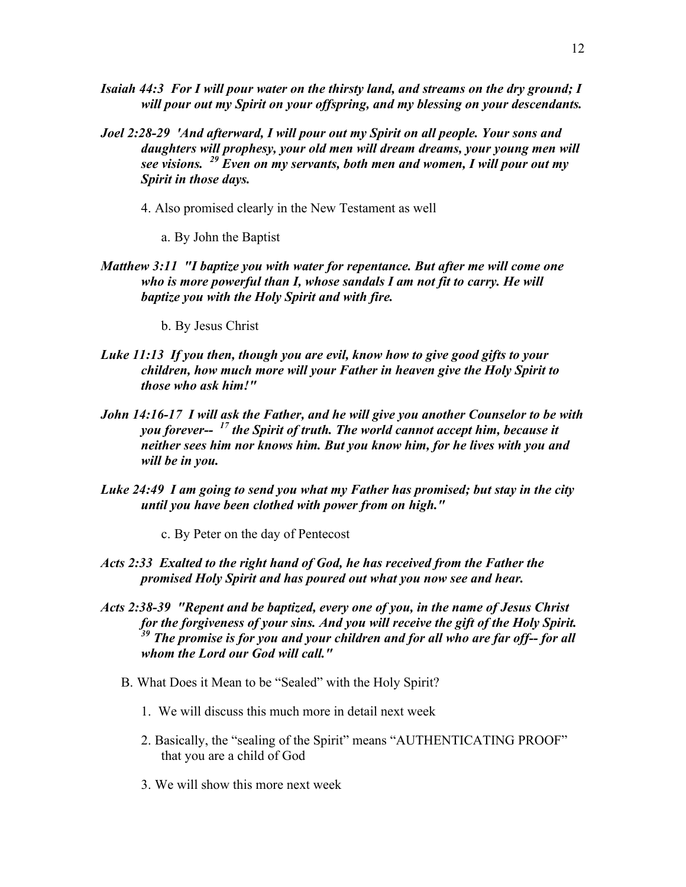***Isaiah 44:3  For I will pour water on the thirsty land, and streams on the dry ground; I will pour out my Spirit on your offspring, and my blessing on your descendants.***

***Joel 2:28-29  'And afterward, I will pour out my Spirit on all people. Your sons and daughters will prophesy, your old men will dream dreams, your young men will see visions. [29] Even on my servants, both men and women, I will pour out my Spirit in those days.***

4. Also promised clearly in the New Testament as well

    a. By John the Baptist

***Matthew 3:11  "I baptize you with water for repentance. But after me will come one who is more powerful than I, whose sandals I am not fit to carry. He will baptize you with the Holy Spirit and with fire.***

    b. By Jesus Christ

***Luke 11:13  If you then, though you are evil, know how to give good gifts to your children, how much more will your Father in heaven give the Holy Spirit to those who ask him!"***

***John 14:16-17  I will ask the Father, and he will give you another Counselor to be with you forever-- [17] the Spirit of truth. The world cannot accept him, because it neither sees him nor knows him. But you know him, for he lives with you and will be in you.***

***Luke 24:49  I am going to send you what my Father has promised; but stay in the city until you have been clothed with power from on high."***

    c. By Peter on the day of Pentecost

***Acts 2:33  Exalted to the right hand of God, he has received from the Father the promised Holy Spirit and has poured out what you now see and hear.***

***Acts 2:38-39  "Repent and be baptized, every one of you, in the name of Jesus Christ for the forgiveness of your sins. And you will receive the gift of the Holy Spirit. [39] The promise is for you and your children and for all who are far off-- for all whom the Lord our God will call."***

B. What Does it Mean to be "Sealed" with the Holy Spirit?

1. We will discuss this much more in detail next week

2. Basically, the "sealing of the Spirit" means "AUTHENTICATING PROOF" that you are a child of God

3. We will show this more next week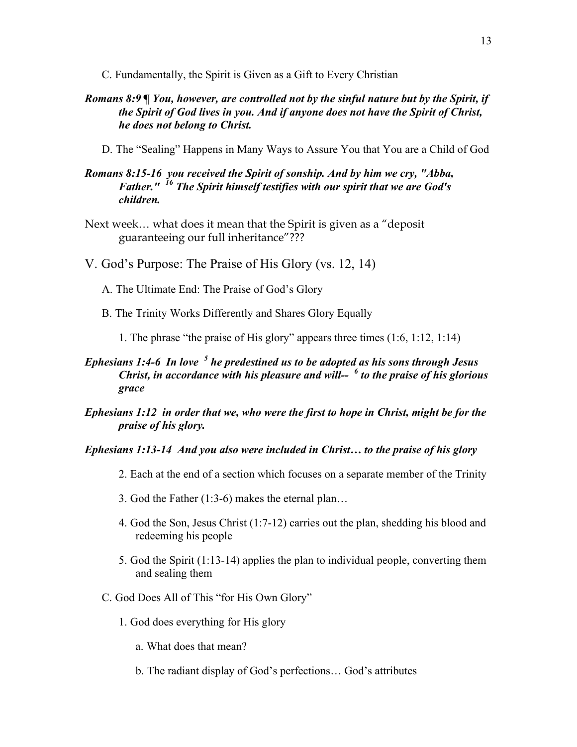C. Fundamentally, the Spirit is Given as a Gift to Every Christian

***Romans 8:9 ¶ You, however, are controlled not by the sinful nature but by the Spirit, if the Spirit of God lives in you. And if anyone does not have the Spirit of Christ, he does not belong to Christ.***

D. The "Sealing" Happens in Many Ways to Assure You that You are a Child of God

***Romans 8:15-16 you received the Spirit of sonship. And by him we cry, "Abba, Father." [16] The Spirit himself testifies with our spirit that we are God's children.***

Next week… what does it mean that the Spirit is given as a "deposit guaranteeing our full inheritance"???

## V. God's Purpose: The Praise of His Glory (vs. 12, 14)

A. The Ultimate End: The Praise of God's Glory

B. The Trinity Works Differently and Shares Glory Equally

1. The phrase "the praise of His glory" appears three times (1:6, 1:12, 1:14)

***Ephesians 1:4-6 In love [5] he predestined us to be adopted as his sons through Jesus Christ, in accordance with his pleasure and will-- [6] to the praise of his glorious grace***

***Ephesians 1:12 in order that we, who were the first to hope in Christ, might be for the praise of his glory.***

***Ephesians 1:13-14 And you also were included in Christ… to the praise of his glory***

2. Each at the end of a section which focuses on a separate member of the Trinity

3. God the Father (1:3-6) makes the eternal plan…

4. God the Son, Jesus Christ (1:7-12) carries out the plan, shedding his blood and redeeming his people

5. God the Spirit (1:13-14) applies the plan to individual people, converting them and sealing them

C. God Does All of This "for His Own Glory"

1. God does everything for His glory

a. What does that mean?

b. The radiant display of God's perfections… God's attributes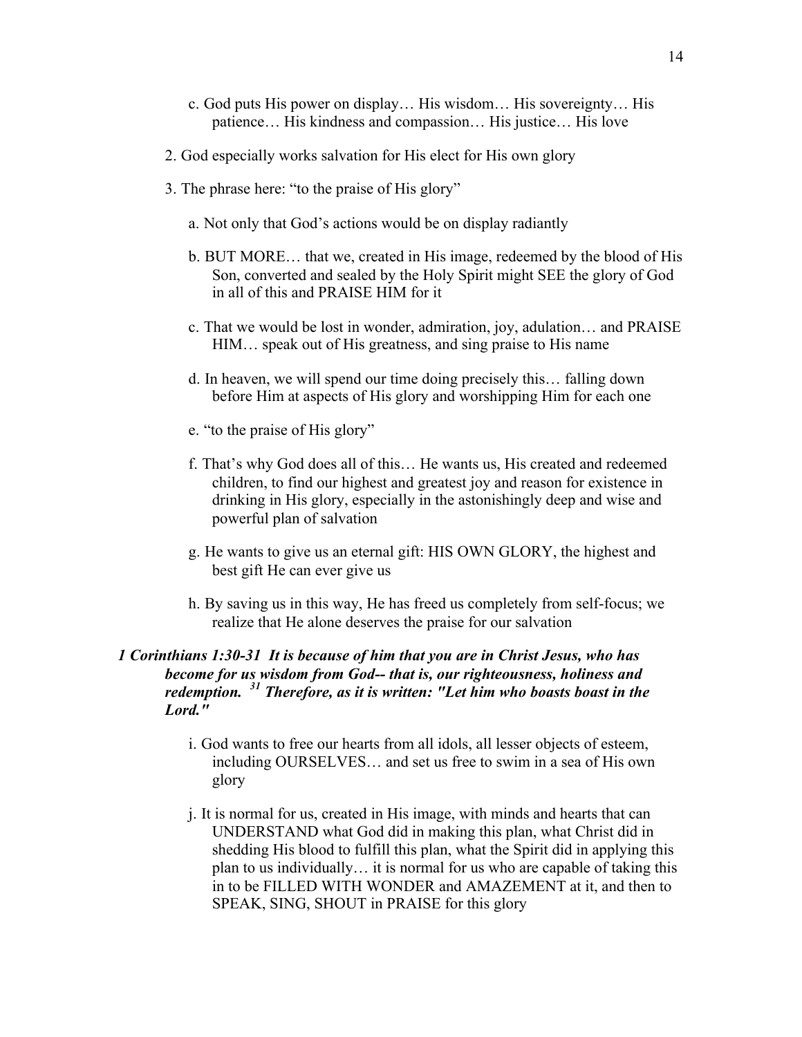c. God puts His power on display… His wisdom… His sovereignty… His patience… His kindness and compassion… His justice… His love

2. God especially works salvation for His elect for His own glory

3. The phrase here: "to the praise of His glory"

   a. Not only that God's actions would be on display radiantly

   b. BUT MORE… that we, created in His image, redeemed by the blood of His Son, converted and sealed by the Holy Spirit might SEE the glory of God in all of this and PRAISE HIM for it

   c. That we would be lost in wonder, admiration, joy, adulation… and PRAISE HIM… speak out of His greatness, and sing praise to His name

   d. In heaven, we will spend our time doing precisely this… falling down before Him at aspects of His glory and worshipping Him for each one

   e. "to the praise of His glory"

   f. That's why God does all of this… He wants us, His created and redeemed children, to find our highest and greatest joy and reason for existence in drinking in His glory, especially in the astonishingly deep and wise and powerful plan of salvation

   g. He wants to give us an eternal gift: HIS OWN GLORY, the highest and best gift He can ever give us

   h. By saving us in this way, He has freed us completely from self-focus; we realize that He alone deserves the praise for our salvation

***1 Corinthians 1:30-31 It is because of him that you are in Christ Jesus, who has become for us wisdom from God-- that is, our righteousness, holiness and redemption. [31] Therefore, as it is written: "Let him who boasts boast in the Lord."***

   i. God wants to free our hearts from all idols, all lesser objects of esteem, including OURSELVES… and set us free to swim in a sea of His own glory

   j. It is normal for us, created in His image, with minds and hearts that can UNDERSTAND what God did in making this plan, what Christ did in shedding His blood to fulfill this plan, what the Spirit did in applying this plan to us individually… it is normal for us who are capable of taking this in to be FILLED WITH WONDER and AMAZEMENT at it, and then to SPEAK, SING, SHOUT in PRAISE for this glory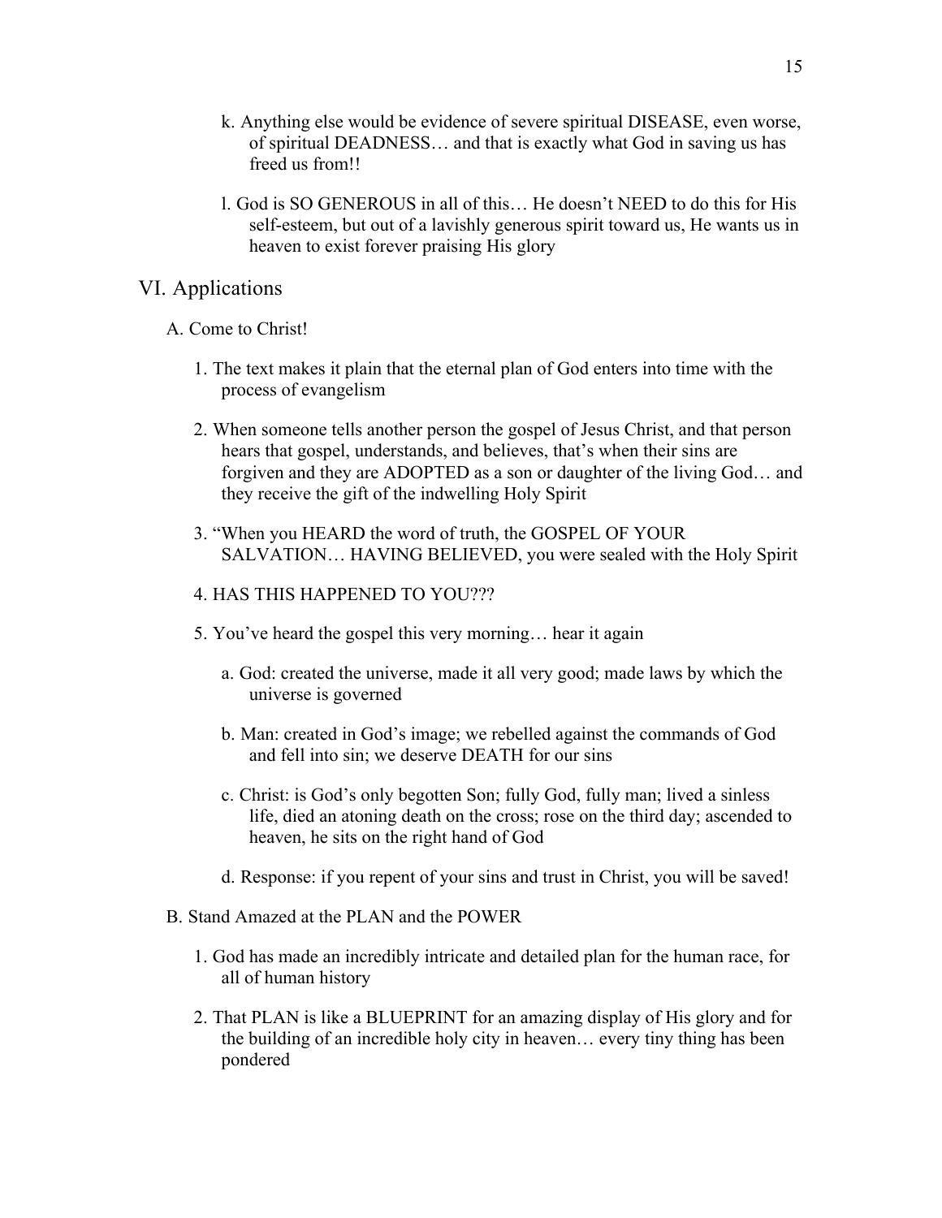k. Anything else would be evidence of severe spiritual DISEASE, even worse, of spiritual DEADNESS… and that is exactly what God in saving us has freed us from!!

l. God is SO GENEROUS in all of this… He doesn't NEED to do this for His self-esteem, but out of a lavishly generous spirit toward us, He wants us in heaven to exist forever praising His glory

## VI. Applications

A. Come to Christ!

1. The text makes it plain that the eternal plan of God enters into time with the process of evangelism

2. When someone tells another person the gospel of Jesus Christ, and that person hears that gospel, understands, and believes, that's when their sins are forgiven and they are ADOPTED as a son or daughter of the living God… and they receive the gift of the indwelling Holy Spirit

3. "When you HEARD the word of truth, the GOSPEL OF YOUR SALVATION… HAVING BELIEVED, you were sealed with the Holy Spirit

4. HAS THIS HAPPENED TO YOU???

5. You've heard the gospel this very morning… hear it again

a. God: created the universe, made it all very good; made laws by which the universe is governed

b. Man: created in God's image; we rebelled against the commands of God and fell into sin; we deserve DEATH for our sins

c. Christ: is God's only begotten Son; fully God, fully man; lived a sinless life, died an atoning death on the cross; rose on the third day; ascended to heaven, he sits on the right hand of God

d. Response: if you repent of your sins and trust in Christ, you will be saved!

B. Stand Amazed at the PLAN and the POWER

1. God has made an incredibly intricate and detailed plan for the human race, for all of human history

2. That PLAN is like a BLUEPRINT for an amazing display of His glory and for the building of an incredible holy city in heaven… every tiny thing has been pondered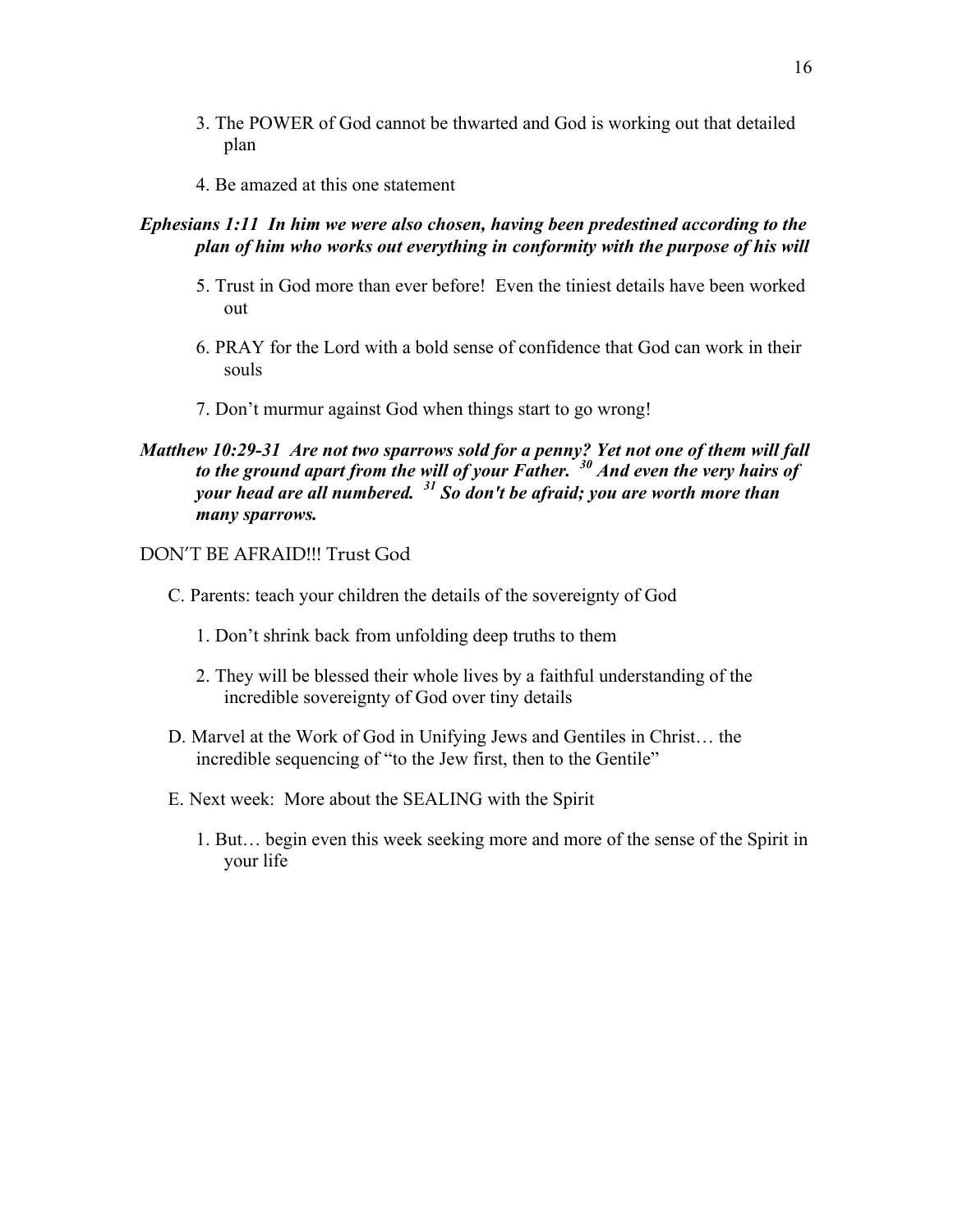3. The POWER of God cannot be thwarted and God is working out that detailed plan

4. Be amazed at this one statement

***Ephesians 1:11 In him we were also chosen, having been predestined according to the plan of him who works out everything in conformity with the purpose of his will***

5. Trust in God more than ever before! Even the tiniest details have been worked out

6. PRAY for the Lord with a bold sense of confidence that God can work in their souls

7. Don't murmur against God when things start to go wrong!

***Matthew 10:29-31 Are not two sparrows sold for a penny? Yet not one of them will fall to the ground apart from the will of your Father. [30] And even the very hairs of your head are all numbered. [31] So don't be afraid; you are worth more than many sparrows.***

DON'T BE AFRAID!!! Trust God

C. Parents: teach your children the details of the sovereignty of God

1. Don't shrink back from unfolding deep truths to them

2. They will be blessed their whole lives by a faithful understanding of the incredible sovereignty of God over tiny details

D. Marvel at the Work of God in Unifying Jews and Gentiles in Christ… the incredible sequencing of "to the Jew first, then to the Gentile"

E. Next week: More about the SEALING with the Spirit

1. But… begin even this week seeking more and more of the sense of the Spirit in your life